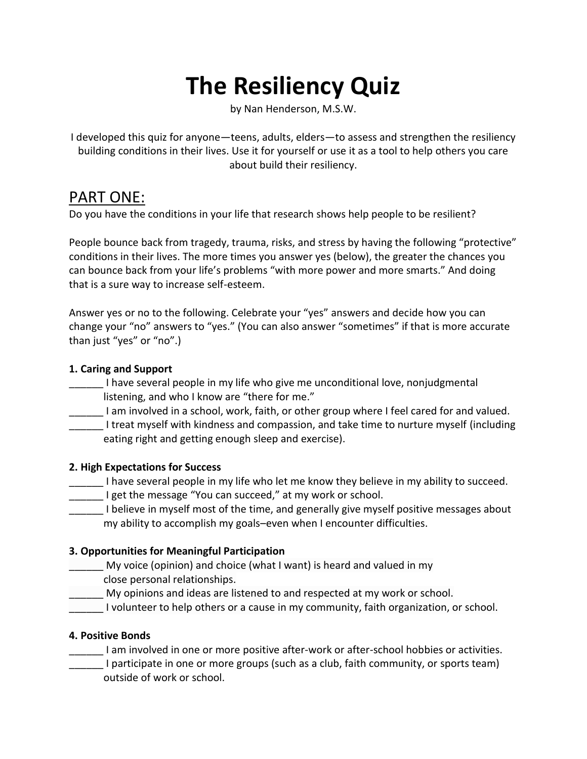# The Resiliency Quiz

by Nan Henderson, M.S.W.

I developed this quiz for anyone—teens, adults, elders—to assess and strengthen the resiliency building conditions in their lives. Use it for yourself or use it as a tool to help others you care about build their resiliency.

## PART ONE:

Do you have the conditions in your life that research shows help people to be resilient?

People bounce back from tragedy, trauma, risks, and stress by having the following "protective" conditions in their lives. The more times you answer yes (below), the greater the chances you can bounce back from your life's problems "with more power and more smarts." And doing that is a sure way to increase self-esteem.

Answer yes or no to the following. Celebrate your "yes" answers and decide how you can change your "no" answers to "yes." (You can also answer "sometimes" if that is more accurate than just "yes" or "no".)

**1. Caring and Support**

______ I have several people in my life who give me unconditional love, nonjudgmental listening, and who I know are "there for me."

______ I am involved in a school, work, faith, or other group where I feel cared for and valued.

______ I treat myself with kindness and compassion, and take time to nurture myself (including eating right and getting enough sleep and exercise).

**2. High Expectations for Success**

______ I have several people in my life who let me know they believe in my ability to succeed.

______ I get the message "You can succeed," at my work or school.

______ I believe in myself most of the time, and generally give myself positive messages about my ability to accomplish my goals–even when I encounter difficulties.

**3. Opportunities for Meaningful Participation**

______ My voice (opinion) and choice (what I want) is heard and valued in my close personal relationships.

______ My opinions and ideas are listened to and respected at my work or school.

______ I volunteer to help others or a cause in my community, faith organization, or school.

**4. Positive Bonds**

______ I am involved in one or more positive after-work or after-school hobbies or activities.

______ I participate in one or more groups (such as a club, faith community, or sports team) outside of work or school.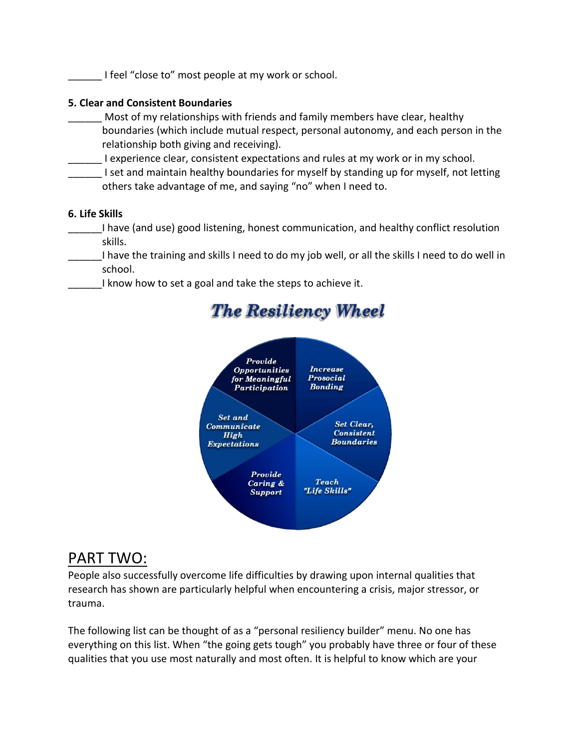______ I feel "close to" most people at my work or school.

**5. Clear and Consistent Boundaries**

______ Most of my relationships with friends and family members have clear, healthy boundaries (which include mutual respect, personal autonomy, and each person in the relationship both giving and receiving).

______ I experience clear, consistent expectations and rules at my work or in my school.

______ I set and maintain healthy boundaries for myself by standing up for myself, not letting others take advantage of me, and saying "no" when I need to.

**6. Life Skills**

______I have (and use) good listening, honest communication, and healthy conflict resolution skills.

______I have the training and skills I need to do my job well, or all the skills I need to do well in school.

______I know how to set a goal and take the steps to achieve it.

## *The Resiliency Wheel*

- *Provide Opportunities for Meaningful Participation*
- *Increase Prosocial Bonding*
- *Set Clear, Consistent Boundaries*
- *Teach "Life Skills"*
- *Provide Caring & Support*
- *Set and Communicate High Expectations*

# PART TWO:

People also successfully overcome life difficulties by drawing upon internal qualities that research has shown are particularly helpful when encountering a crisis, major stressor, or trauma.

The following list can be thought of as a "personal resiliency builder" menu. No one has everything on this list. When "the going gets tough" you probably have three or four of these qualities that you use most naturally and most often. It is helpful to know which are your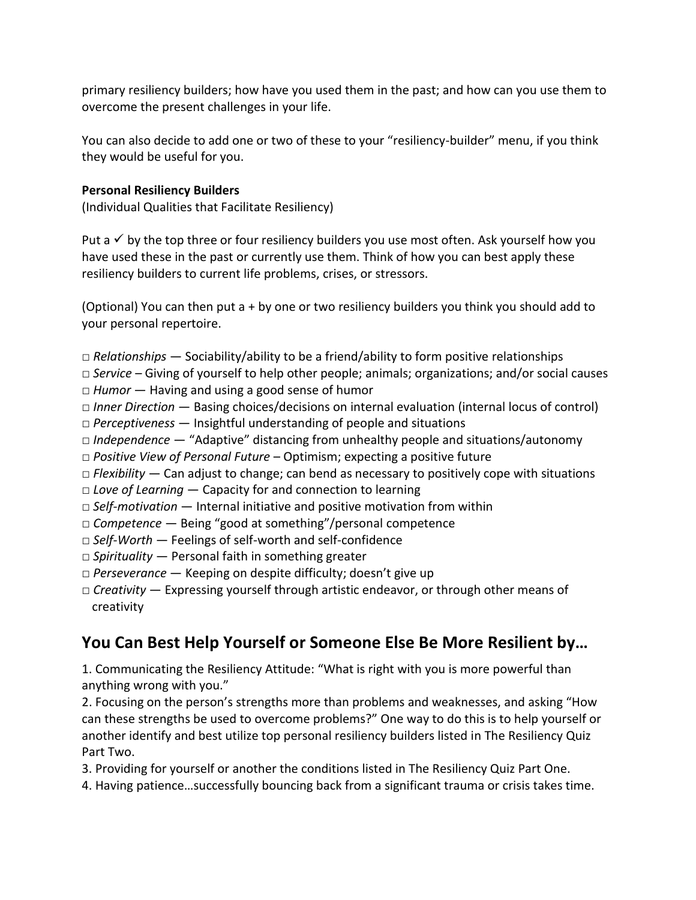primary resiliency builders; how have you used them in the past; and how can you use them to overcome the present challenges in your life.

You can also decide to add one or two of these to your "resiliency-builder" menu, if you think they would be useful for you.

**Personal Resiliency Builders**
(Individual Qualities that Facilitate Resiliency)

Put a ✓ by the top three or four resiliency builders you use most often. Ask yourself how you have used these in the past or currently use them. Think of how you can best apply these resiliency builders to current life problems, crises, or stressors.

(Optional) You can then put a + by one or two resiliency builders you think you should add to your personal repertoire.

□ *Relationships* — Sociability/ability to be a friend/ability to form positive relationships
□ *Service* – Giving of yourself to help other people; animals; organizations; and/or social causes
□ *Humor* — Having and using a good sense of humor
□ *Inner Direction* — Basing choices/decisions on internal evaluation (internal locus of control)
□ *Perceptiveness* — Insightful understanding of people and situations
□ *Independence* — "Adaptive" distancing from unhealthy people and situations/autonomy
□ *Positive View of Personal Future* – Optimism; expecting a positive future
□ *Flexibility* — Can adjust to change; can bend as necessary to positively cope with situations
□ *Love of Learning* — Capacity for and connection to learning
□ *Self-motivation* — Internal initiative and positive motivation from within
□ *Competence* — Being "good at something"/personal competence
□ *Self-Worth* — Feelings of self-worth and self-confidence
□ *Spirituality* — Personal faith in something greater
□ *Perseverance* — Keeping on despite difficulty; doesn't give up
□ *Creativity* — Expressing yourself through artistic endeavor, or through other means of creativity

## You Can Best Help Yourself or Someone Else Be More Resilient by…

1. Communicating the Resiliency Attitude: "What is right with you is more powerful than anything wrong with you."
2. Focusing on the person's strengths more than problems and weaknesses, and asking "How can these strengths be used to overcome problems?" One way to do this is to help yourself or another identify and best utilize top personal resiliency builders listed in The Resiliency Quiz Part Two.
3. Providing for yourself or another the conditions listed in The Resiliency Quiz Part One.
4. Having patience…successfully bouncing back from a significant trauma or crisis takes time.